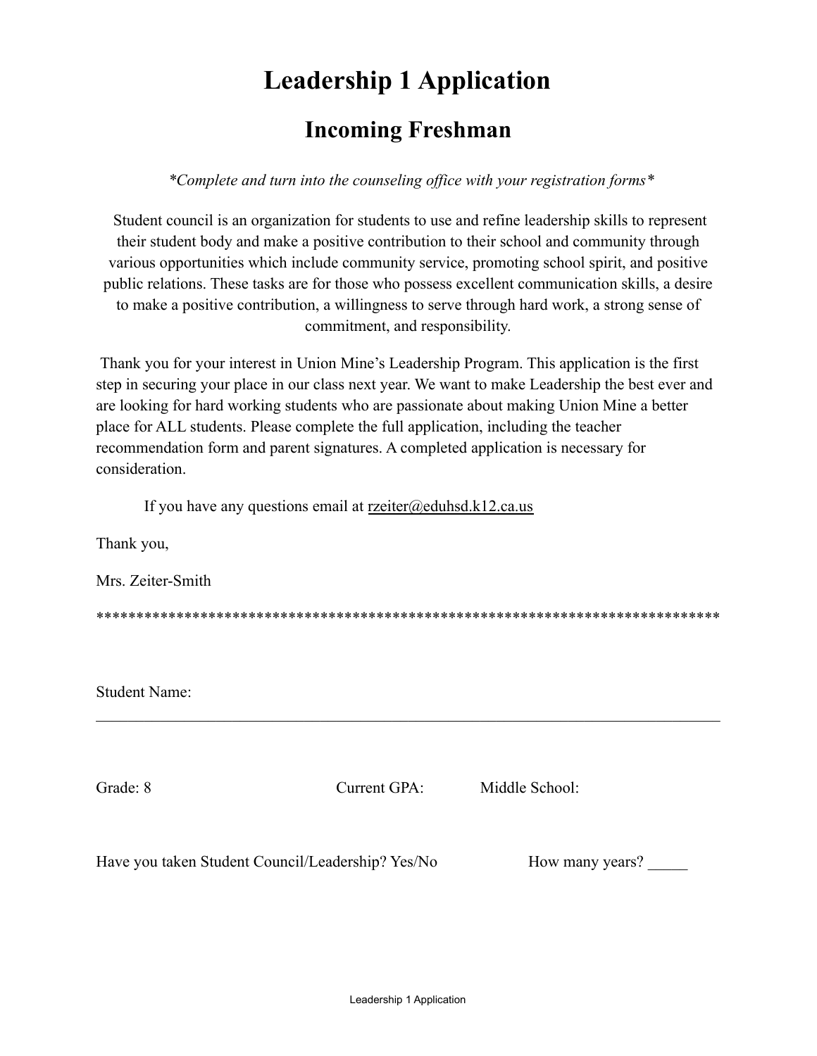# Leadership 1 Application

## Incoming Freshman

*\*Complete and turn into the counseling office with your registration forms\**

Student council is an organization for students to use and refine leadership skills to represent their student body and make a positive contribution to their school and community through various opportunities which include community service, promoting school spirit, and positive public relations. These tasks are for those who possess excellent communication skills, a desire to make a positive contribution, a willingness to serve through hard work, a strong sense of commitment, and responsibility.

Thank you for your interest in Union Mine's Leadership Program. This application is the first step in securing your place in our class next year. We want to make Leadership the best ever and are looking for hard working students who are passionate about making Union Mine a better place for ALL students. Please complete the full application, including the teacher recommendation form and parent signatures. A completed application is necessary for consideration.

If you have any questions email at rzeiter@eduhsd.k12.ca.us

Thank you,

Mrs. Zeiter-Smith

*******************************************************************************

Student Name: ______________________________________________________________

Grade: 8 Current GPA: Middle School:

Have you taken Student Council/Leadership? Yes/No How many years? _____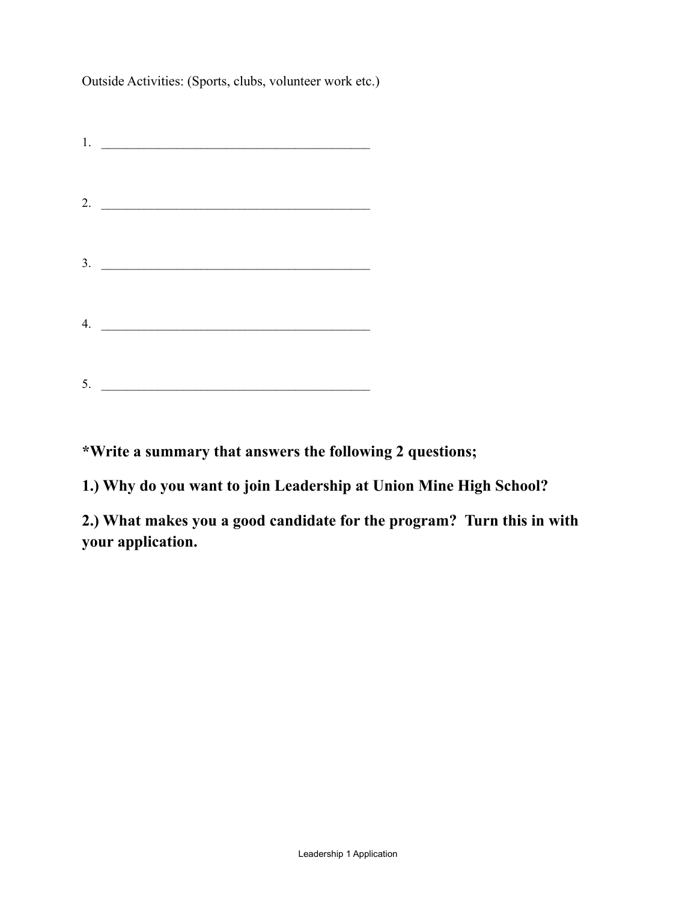Outside Activities: (Sports, clubs, volunteer work etc.)

1. ___________________________________________

2. ___________________________________________

3. ___________________________________________

4. ___________________________________________

5. ___________________________________________

**\*Write a summary that answers the following 2 questions;**

**1.) Why do you want to join Leadership at Union Mine High School?**

**2.) What makes you a good candidate for the program? Turn this in with your application.**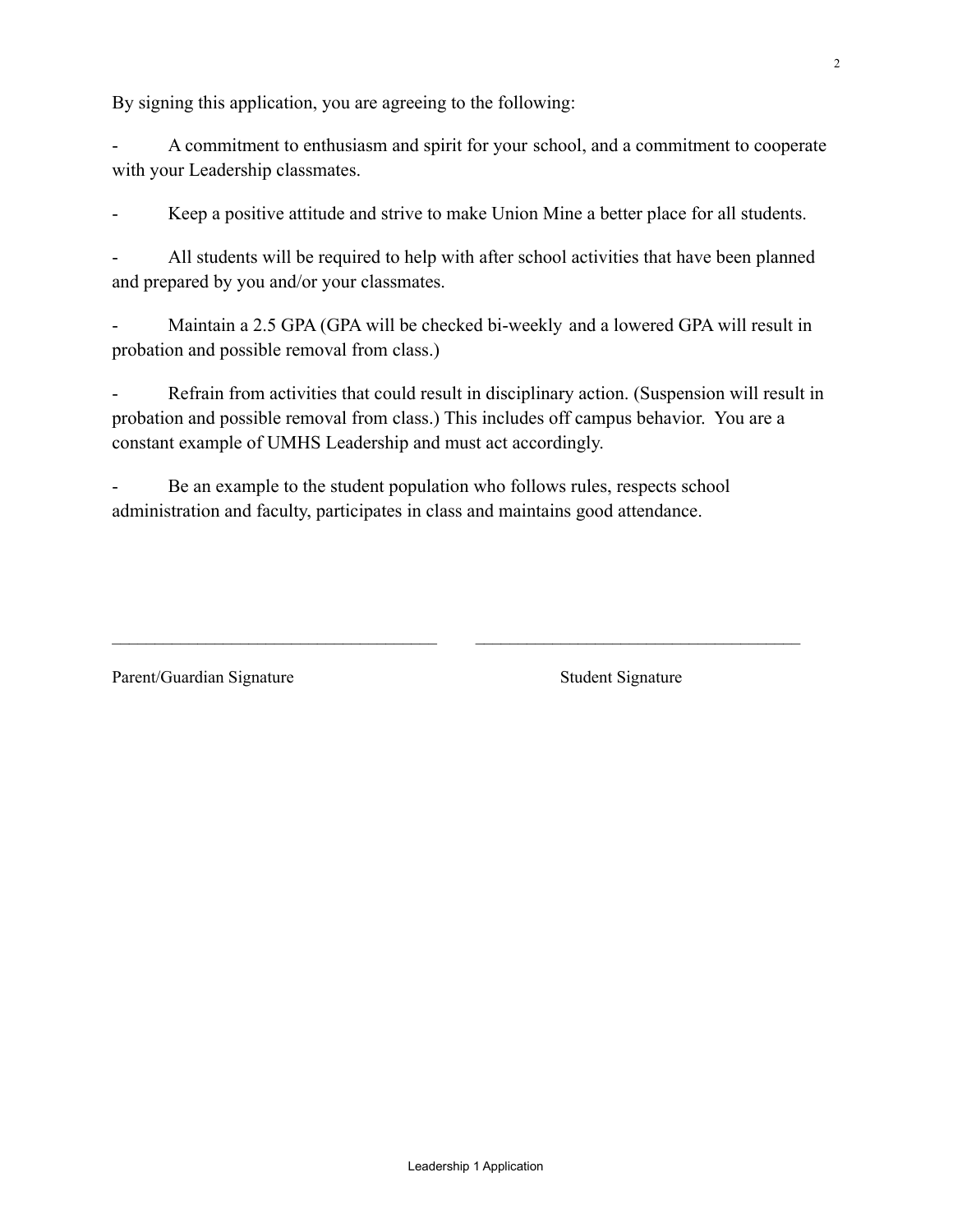By signing this application, you are agreeing to the following:

- A commitment to enthusiasm and spirit for your school, and a commitment to cooperate with your Leadership classmates.
- Keep a positive attitude and strive to make Union Mine a better place for all students.
- All students will be required to help with after school activities that have been planned and prepared by you and/or your classmates.
- Maintain a 2.5 GPA (GPA will be checked bi-weekly and a lowered GPA will result in probation and possible removal from class.)
- Refrain from activities that could result in disciplinary action. (Suspension will result in probation and possible removal from class.) This includes off campus behavior. You are a constant example of UMHS Leadership and must act accordingly.
- Be an example to the student population who follows rules, respects school administration and faculty, participates in class and maintains good attendance.

_____________________________________ _____________________________________

Parent/Guardian Signature Student Signature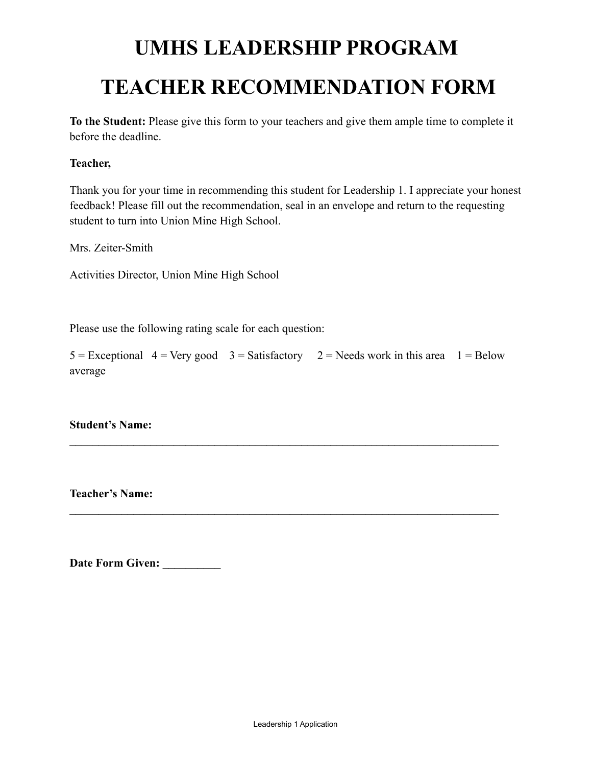# UMHS LEADERSHIP PROGRAM

# TEACHER RECOMMENDATION FORM

**To the Student:** Please give this form to your teachers and give them ample time to complete it before the deadline.

**Teacher,**

Thank you for your time in recommending this student for Leadership 1. I appreciate your honest feedback! Please fill out the recommendation, seal in an envelope and return to the requesting student to turn into Union Mine High School.

Mrs. Zeiter-Smith

Activities Director, Union Mine High School

Please use the following rating scale for each question:

5 = Exceptional   4 = Very good   3 = Satisfactory   2 = Needs work in this area   1 = Below average

**Student's Name: ______________________________________________________________**

**Teacher's Name: ______________________________________________________________**

**Date Form Given: __________**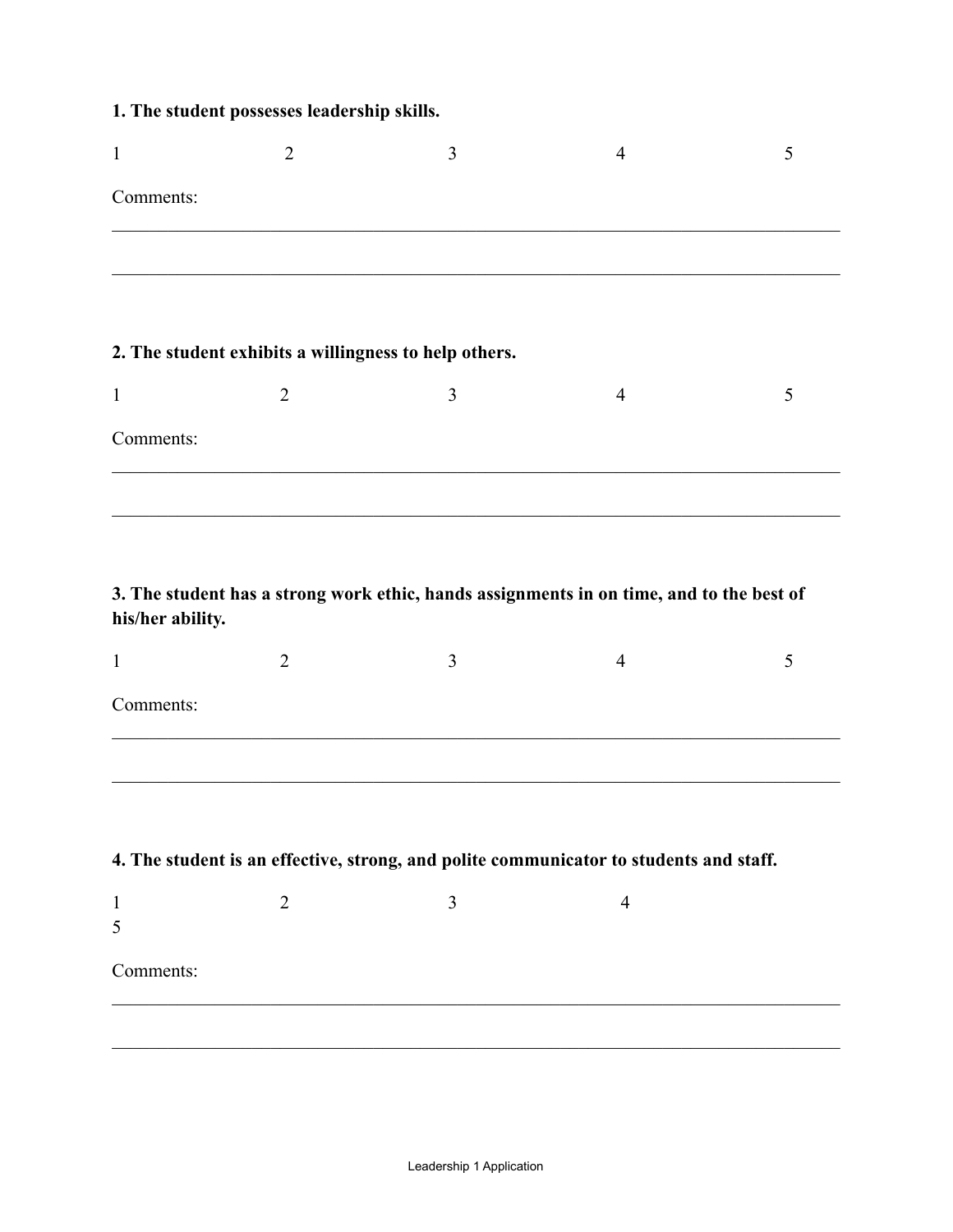**1. The student possesses leadership skills.**

1 2 3 4 5

Comments:

\_\_\_\_\_\_\_\_\_\_\_\_\_\_\_\_\_\_\_\_\_\_\_\_\_\_\_\_\_\_\_\_\_\_\_\_\_\_\_\_\_\_\_\_\_\_\_\_\_\_\_\_\_\_\_\_\_\_\_\_\_\_\_\_\_\_\_\_\_\_\_\_\_\_\_\_

\_\_\_\_\_\_\_\_\_\_\_\_\_\_\_\_\_\_\_\_\_\_\_\_\_\_\_\_\_\_\_\_\_\_\_\_\_\_\_\_\_\_\_\_\_\_\_\_\_\_\_\_\_\_\_\_\_\_\_\_\_\_\_\_\_\_\_\_\_\_\_\_\_\_\_\_

**2. The student exhibits a willingness to help others.**

1 2 3 4 5

Comments:

\_\_\_\_\_\_\_\_\_\_\_\_\_\_\_\_\_\_\_\_\_\_\_\_\_\_\_\_\_\_\_\_\_\_\_\_\_\_\_\_\_\_\_\_\_\_\_\_\_\_\_\_\_\_\_\_\_\_\_\_\_\_\_\_\_\_\_\_\_\_\_\_\_\_\_\_

\_\_\_\_\_\_\_\_\_\_\_\_\_\_\_\_\_\_\_\_\_\_\_\_\_\_\_\_\_\_\_\_\_\_\_\_\_\_\_\_\_\_\_\_\_\_\_\_\_\_\_\_\_\_\_\_\_\_\_\_\_\_\_\_\_\_\_\_\_\_\_\_\_\_\_\_

**3. The student has a strong work ethic, hands assignments in on time, and to the best of his/her ability.**

1 2 3 4 5

Comments:

\_\_\_\_\_\_\_\_\_\_\_\_\_\_\_\_\_\_\_\_\_\_\_\_\_\_\_\_\_\_\_\_\_\_\_\_\_\_\_\_\_\_\_\_\_\_\_\_\_\_\_\_\_\_\_\_\_\_\_\_\_\_\_\_\_\_\_\_\_\_\_\_\_\_\_\_

\_\_\_\_\_\_\_\_\_\_\_\_\_\_\_\_\_\_\_\_\_\_\_\_\_\_\_\_\_\_\_\_\_\_\_\_\_\_\_\_\_\_\_\_\_\_\_\_\_\_\_\_\_\_\_\_\_\_\_\_\_\_\_\_\_\_\_\_\_\_\_\_\_\_\_\_

**4. The student is an effective, strong, and polite communicator to students and staff.**

1 2 3 4 5

Comments:

\_\_\_\_\_\_\_\_\_\_\_\_\_\_\_\_\_\_\_\_\_\_\_\_\_\_\_\_\_\_\_\_\_\_\_\_\_\_\_\_\_\_\_\_\_\_\_\_\_\_\_\_\_\_\_\_\_\_\_\_\_\_\_\_\_\_\_\_\_\_\_\_\_\_\_\_

\_\_\_\_\_\_\_\_\_\_\_\_\_\_\_\_\_\_\_\_\_\_\_\_\_\_\_\_\_\_\_\_\_\_\_\_\_\_\_\_\_\_\_\_\_\_\_\_\_\_\_\_\_\_\_\_\_\_\_\_\_\_\_\_\_\_\_\_\_\_\_\_\_\_\_\_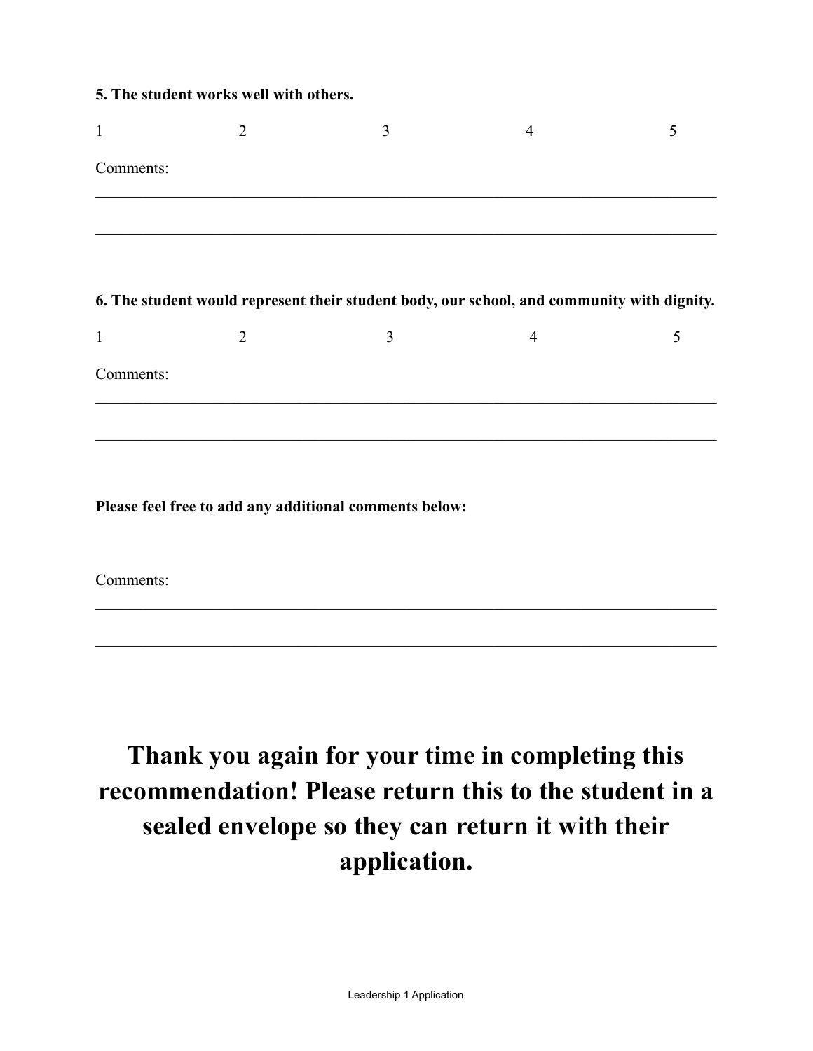**5. The student works well with others.**

1 2 3 4 5

Comments:

\_\_\_\_\_\_\_\_\_\_\_\_\_\_\_\_\_\_\_\_\_\_\_\_\_\_\_\_\_\_\_\_\_\_\_\_\_\_\_\_\_\_\_\_\_\_\_\_\_\_\_\_\_\_\_\_\_\_\_\_\_\_\_\_\_\_\_\_\_\_\_\_\_\_\_\_

\_\_\_\_\_\_\_\_\_\_\_\_\_\_\_\_\_\_\_\_\_\_\_\_\_\_\_\_\_\_\_\_\_\_\_\_\_\_\_\_\_\_\_\_\_\_\_\_\_\_\_\_\_\_\_\_\_\_\_\_\_\_\_\_\_\_\_\_\_\_\_\_\_\_\_\_

**6. The student would represent their student body, our school, and community with dignity.**

1 2 3 4 5

Comments:

\_\_\_\_\_\_\_\_\_\_\_\_\_\_\_\_\_\_\_\_\_\_\_\_\_\_\_\_\_\_\_\_\_\_\_\_\_\_\_\_\_\_\_\_\_\_\_\_\_\_\_\_\_\_\_\_\_\_\_\_\_\_\_\_\_\_\_\_\_\_\_\_\_\_\_\_

\_\_\_\_\_\_\_\_\_\_\_\_\_\_\_\_\_\_\_\_\_\_\_\_\_\_\_\_\_\_\_\_\_\_\_\_\_\_\_\_\_\_\_\_\_\_\_\_\_\_\_\_\_\_\_\_\_\_\_\_\_\_\_\_\_\_\_\_\_\_\_\_\_\_\_\_

**Please feel free to add any additional comments below:**

Comments:

\_\_\_\_\_\_\_\_\_\_\_\_\_\_\_\_\_\_\_\_\_\_\_\_\_\_\_\_\_\_\_\_\_\_\_\_\_\_\_\_\_\_\_\_\_\_\_\_\_\_\_\_\_\_\_\_\_\_\_\_\_\_\_\_\_\_\_\_\_\_\_\_\_\_\_\_

\_\_\_\_\_\_\_\_\_\_\_\_\_\_\_\_\_\_\_\_\_\_\_\_\_\_\_\_\_\_\_\_\_\_\_\_\_\_\_\_\_\_\_\_\_\_\_\_\_\_\_\_\_\_\_\_\_\_\_\_\_\_\_\_\_\_\_\_\_\_\_\_\_\_\_\_

## Thank you again for your time in completing this recommendation! Please return this to the student in a sealed envelope so they can return it with their application.